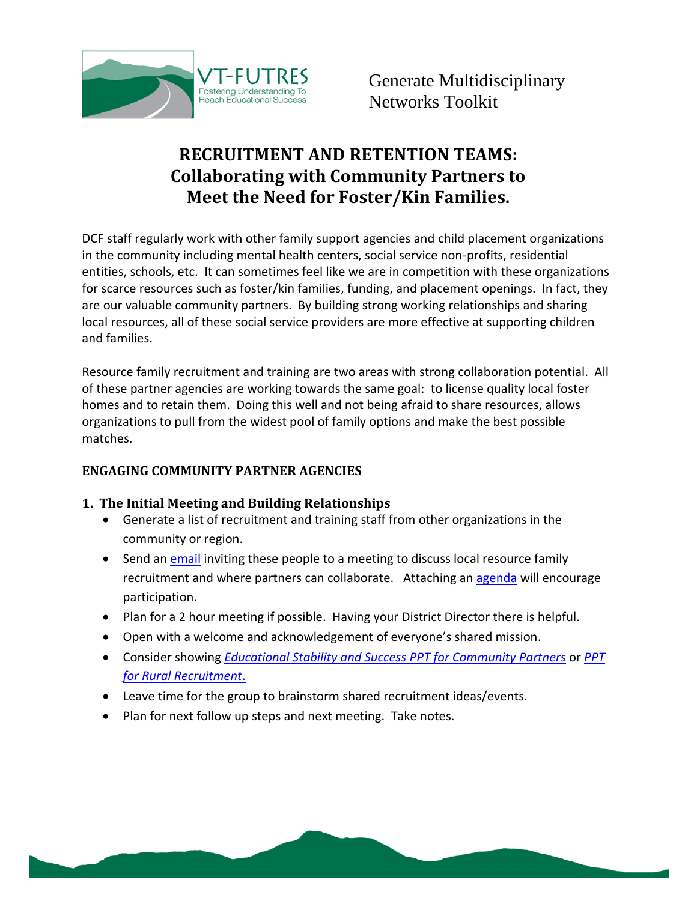VT-FUTRES
Fostering Understanding To Reach Educational Success

Generate Multidisciplinary Networks Toolkit

# RECRUITMENT AND RETENTION TEAMS: Collaborating with Community Partners to Meet the Need for Foster/Kin Families.

DCF staff regularly work with other family support agencies and child placement organizations in the community including mental health centers, social service non-profits, residential entities, schools, etc. It can sometimes feel like we are in competition with these organizations for scarce resources such as foster/kin families, funding, and placement openings. In fact, they are our valuable community partners. By building strong working relationships and sharing local resources, all of these social service providers are more effective at supporting children and families.

Resource family recruitment and training are two areas with strong collaboration potential. All of these partner agencies are working towards the same goal: to license quality local foster homes and to retain them. Doing this well and not being afraid to share resources, allows organizations to pull from the widest pool of family options and make the best possible matches.

## ENGAGING COMMUNITY PARTNER AGENCIES

### 1. The Initial Meeting and Building Relationships

- Generate a list of recruitment and training staff from other organizations in the community or region.
- Send an email inviting these people to a meeting to discuss local resource family recruitment and where partners can collaborate. Attaching an agenda will encourage participation.
- Plan for a 2 hour meeting if possible. Having your District Director there is helpful.
- Open with a welcome and acknowledgement of everyone's shared mission.
- Consider showing *Educational Stability and Success PPT for Community Partners* or *PPT for Rural Recruitment*.
- Leave time for the group to brainstorm shared recruitment ideas/events.
- Plan for next follow up steps and next meeting. Take notes.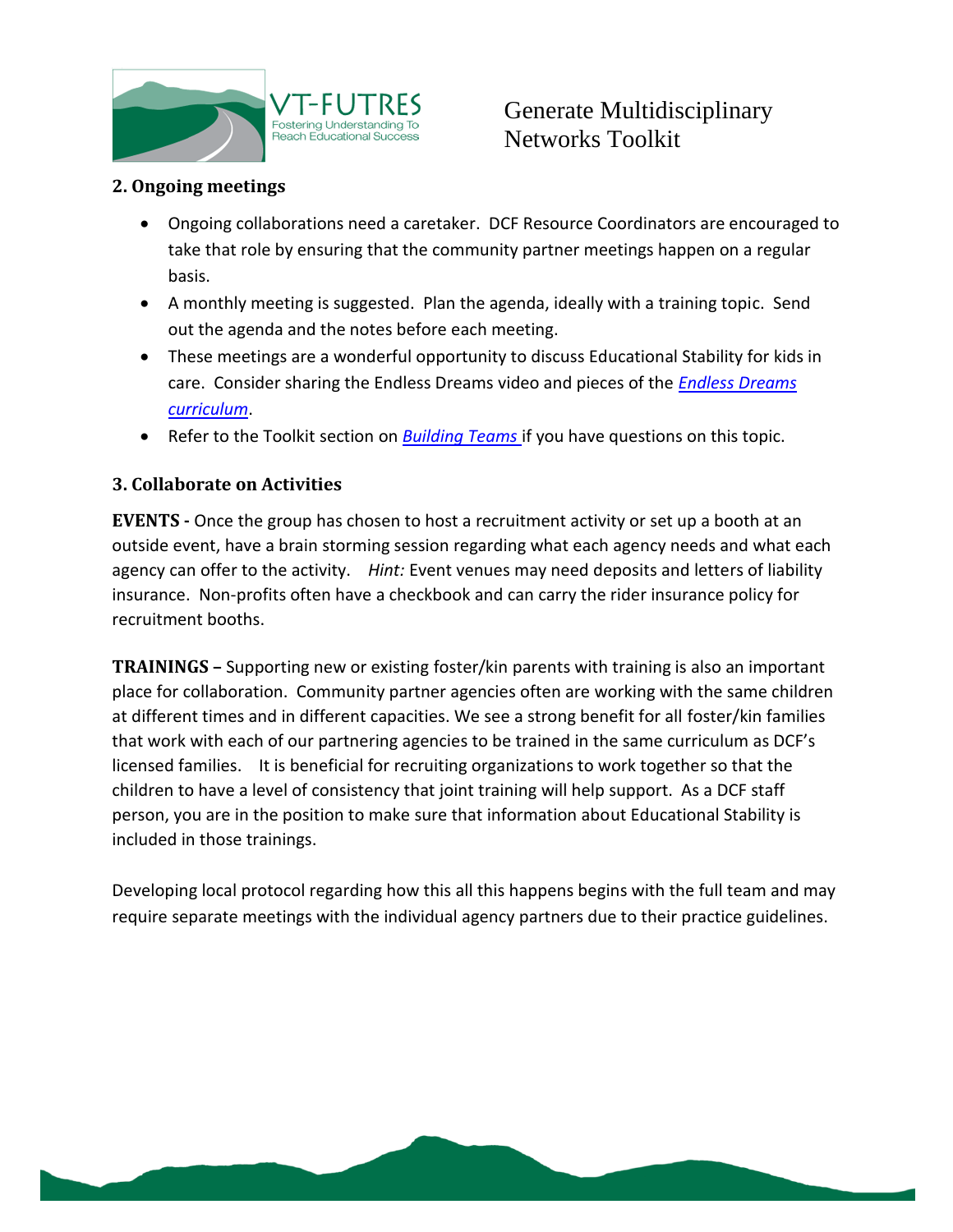## 2. Ongoing meetings

- Ongoing collaborations need a caretaker. DCF Resource Coordinators are encouraged to take that role by ensuring that the community partner meetings happen on a regular basis.
- A monthly meeting is suggested. Plan the agenda, ideally with a training topic. Send out the agenda and the notes before each meeting.
- These meetings are a wonderful opportunity to discuss Educational Stability for kids in care. Consider sharing the Endless Dreams video and pieces of the *Endless Dreams curriculum*.
- Refer to the Toolkit section on *Building Teams* if you have questions on this topic.

## 3. Collaborate on Activities

**EVENTS -** Once the group has chosen to host a recruitment activity or set up a booth at an outside event, have a brain storming session regarding what each agency needs and what each agency can offer to the activity. *Hint:* Event venues may need deposits and letters of liability insurance. Non-profits often have a checkbook and can carry the rider insurance policy for recruitment booths.

**TRAININGS –** Supporting new or existing foster/kin parents with training is also an important place for collaboration. Community partner agencies often are working with the same children at different times and in different capacities. We see a strong benefit for all foster/kin families that work with each of our partnering agencies to be trained in the same curriculum as DCF's licensed families. It is beneficial for recruiting organizations to work together so that the children to have a level of consistency that joint training will help support. As a DCF staff person, you are in the position to make sure that information about Educational Stability is included in those trainings.

Developing local protocol regarding how this all this happens begins with the full team and may require separate meetings with the individual agency partners due to their practice guidelines.